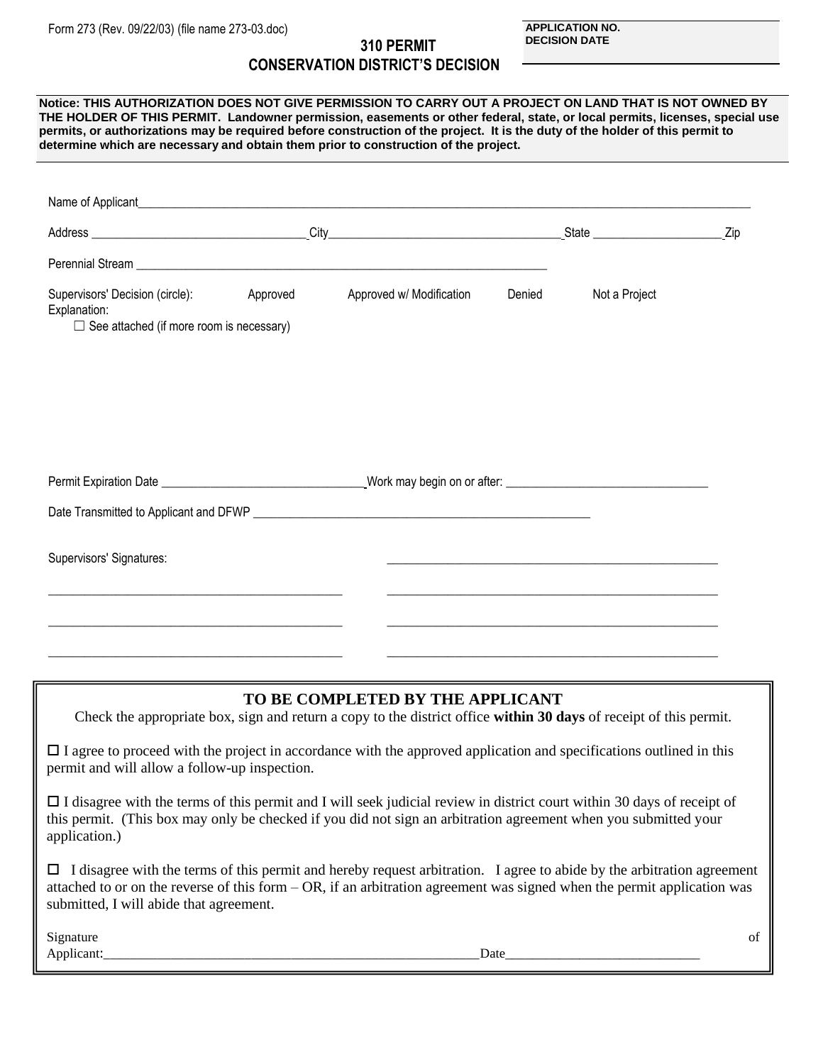Form 273 (Rev. 09/22/03) (file name 273-03.doc)

**APPLICATION NO.**
**DECISION DATE**

# 310 PERMIT
# CONSERVATION DISTRICT'S DECISION

**Notice: THIS AUTHORIZATION DOES NOT GIVE PERMISSION TO CARRY OUT A PROJECT ON LAND THAT IS NOT OWNED BY THE HOLDER OF THIS PERMIT. Landowner permission, easements or other federal, state, or local permits, licenses, special use permits, or authorizations may be required before construction of the project. It is the duty of the holder of this permit to determine which are necessary and obtain them prior to construction of the project.**

Name of Applicant______________________________________________________________________________

Address ______________________________ City______________________________ State ________________ Zip

Perennial Stream ____________________________________________________________

Supervisors' Decision (circle): Approved Approved w/ Modification Denied Not a Project

Explanation:

☐ See attached (if more room is necessary)

Permit Expiration Date ____________________________ Work may begin on or after: ____________________________

Date Transmitted to Applicant and DFWP ______________________________________________________

Supervisors' Signatures: ________________________________________________

________________________________________ ________________________________________________

________________________________________ ________________________________________________

________________________________________ ________________________________________________

## TO BE COMPLETED BY THE APPLICANT

Check the appropriate box, sign and return a copy to the district office **within 30 days** of receipt of this permit.

☐ I agree to proceed with the project in accordance with the approved application and specifications outlined in this permit and will allow a follow-up inspection.

☐ I disagree with the terms of this permit and I will seek judicial review in district court within 30 days of receipt of this permit. (This box may only be checked if you did not sign an arbitration agreement when you submitted your application.)

☐ I disagree with the terms of this permit and hereby request arbitration. I agree to abide by the arbitration agreement attached to or on the reverse of this form – OR, if an arbitration agreement was signed when the permit application was submitted, I will abide that agreement.

Signature of Applicant:______________________________________________________ Date____________________________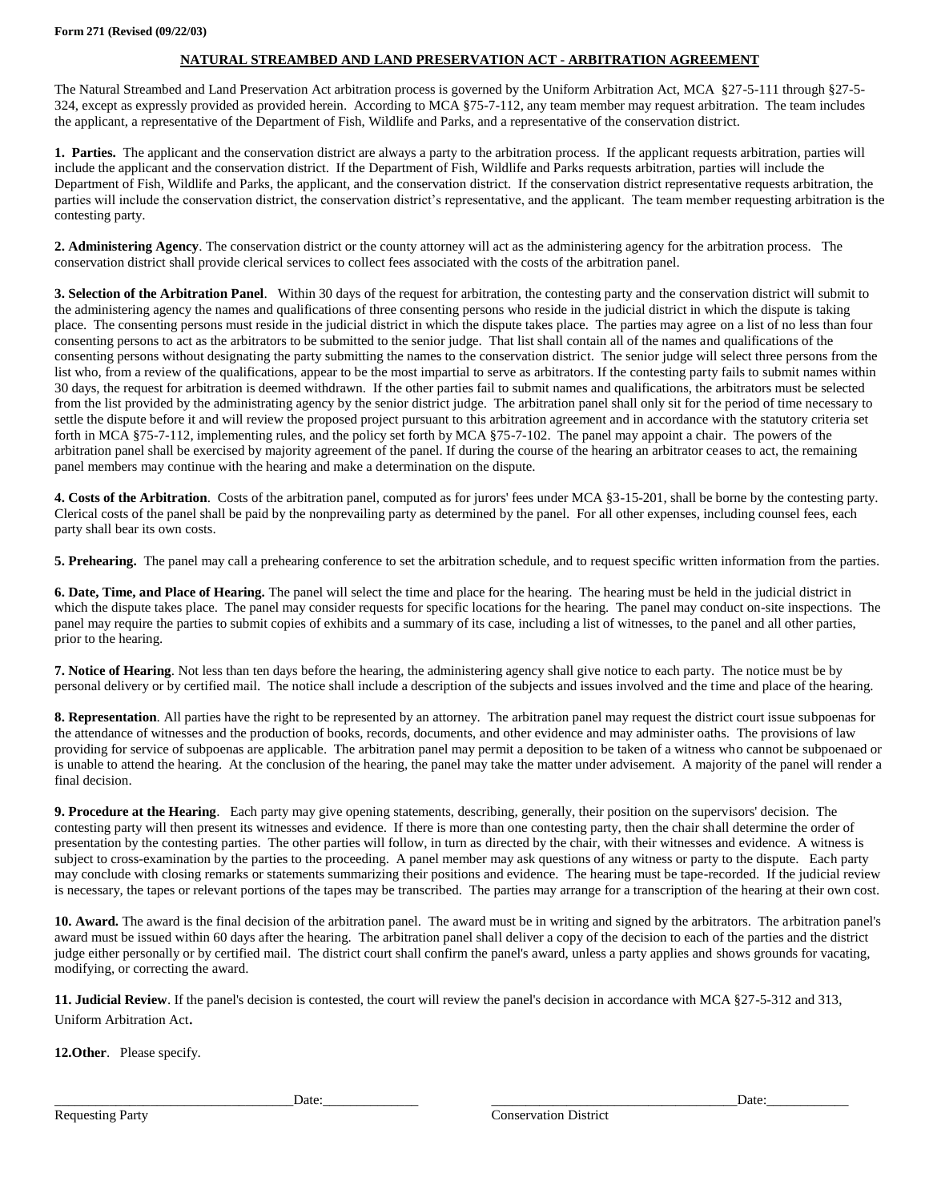Form 271 (Revised (09/22/03)

## NATURAL STREAMBED AND LAND PRESERVATION ACT - ARBITRATION AGREEMENT

The Natural Streambed and Land Preservation Act arbitration process is governed by the Uniform Arbitration Act, MCA §27-5-111 through §27-5-324, except as expressly provided as provided herein. According to MCA §75-7-112, any team member may request arbitration. The team includes the applicant, a representative of the Department of Fish, Wildlife and Parks, and a representative of the conservation district.

**1. Parties.** The applicant and the conservation district are always a party to the arbitration process. If the applicant requests arbitration, parties will include the applicant and the conservation district. If the Department of Fish, Wildlife and Parks requests arbitration, parties will include the Department of Fish, Wildlife and Parks, the applicant, and the conservation district. If the conservation district representative requests arbitration, the parties will include the conservation district, the conservation district's representative, and the applicant. The team member requesting arbitration is the contesting party.

**2. Administering Agency**. The conservation district or the county attorney will act as the administering agency for the arbitration process. The conservation district shall provide clerical services to collect fees associated with the costs of the arbitration panel.

**3. Selection of the Arbitration Panel**. Within 30 days of the request for arbitration, the contesting party and the conservation district will submit to the administering agency the names and qualifications of three consenting persons who reside in the judicial district in which the dispute is taking place. The consenting persons must reside in the judicial district in which the dispute takes place. The parties may agree on a list of no less than four consenting persons to act as the arbitrators to be submitted to the senior judge. That list shall contain all of the names and qualifications of the consenting persons without designating the party submitting the names to the conservation district. The senior judge will select three persons from the list who, from a review of the qualifications, appear to be the most impartial to serve as arbitrators. If the contesting party fails to submit names within 30 days, the request for arbitration is deemed withdrawn. If the other parties fail to submit names and qualifications, the arbitrators must be selected from the list provided by the administrating agency by the senior district judge. The arbitration panel shall only sit for the period of time necessary to settle the dispute before it and will review the proposed project pursuant to this arbitration agreement and in accordance with the statutory criteria set forth in MCA §75-7-112, implementing rules, and the policy set forth by MCA §75-7-102. The panel may appoint a chair. The powers of the arbitration panel shall be exercised by majority agreement of the panel. If during the course of the hearing an arbitrator ceases to act, the remaining panel members may continue with the hearing and make a determination on the dispute.

**4. Costs of the Arbitration**. Costs of the arbitration panel, computed as for jurors' fees under MCA §3-15-201, shall be borne by the contesting party. Clerical costs of the panel shall be paid by the nonprevailing party as determined by the panel. For all other expenses, including counsel fees, each party shall bear its own costs.

**5. Prehearing.** The panel may call a prehearing conference to set the arbitration schedule, and to request specific written information from the parties.

**6. Date, Time, and Place of Hearing.** The panel will select the time and place for the hearing. The hearing must be held in the judicial district in which the dispute takes place. The panel may consider requests for specific locations for the hearing. The panel may conduct on-site inspections. The panel may require the parties to submit copies of exhibits and a summary of its case, including a list of witnesses, to the panel and all other parties, prior to the hearing.

**7. Notice of Hearing**. Not less than ten days before the hearing, the administering agency shall give notice to each party. The notice must be by personal delivery or by certified mail. The notice shall include a description of the subjects and issues involved and the time and place of the hearing.

**8. Representation**. All parties have the right to be represented by an attorney. The arbitration panel may request the district court issue subpoenas for the attendance of witnesses and the production of books, records, documents, and other evidence and may administer oaths. The provisions of law providing for service of subpoenas are applicable. The arbitration panel may permit a deposition to be taken of a witness who cannot be subpoenaed or is unable to attend the hearing. At the conclusion of the hearing, the panel may take the matter under advisement. A majority of the panel will render a final decision.

**9. Procedure at the Hearing**. Each party may give opening statements, describing, generally, their position on the supervisors' decision. The contesting party will then present its witnesses and evidence. If there is more than one contesting party, then the chair shall determine the order of presentation by the contesting parties. The other parties will follow, in turn as directed by the chair, with their witnesses and evidence. A witness is subject to cross-examination by the parties to the proceeding. A panel member may ask questions of any witness or party to the dispute. Each party may conclude with closing remarks or statements summarizing their positions and evidence. The hearing must be tape-recorded. If the judicial review is necessary, the tapes or relevant portions of the tapes may be transcribed. The parties may arrange for a transcription of the hearing at their own cost.

**10. Award.** The award is the final decision of the arbitration panel. The award must be in writing and signed by the arbitrators. The arbitration panel's award must be issued within 60 days after the hearing. The arbitration panel shall deliver a copy of the decision to each of the parties and the district judge either personally or by certified mail. The district court shall confirm the panel's award, unless a party applies and shows grounds for vacating, modifying, or correcting the award.

**11. Judicial Review**. If the panel's decision is contested, the court will review the panel's decision in accordance with MCA §27-5-312 and 313, Uniform Arbitration Act.

**12.Other**. Please specify.

___________________________________Date:______________ ____________________________________Date:____________

Requesting Party Conservation District